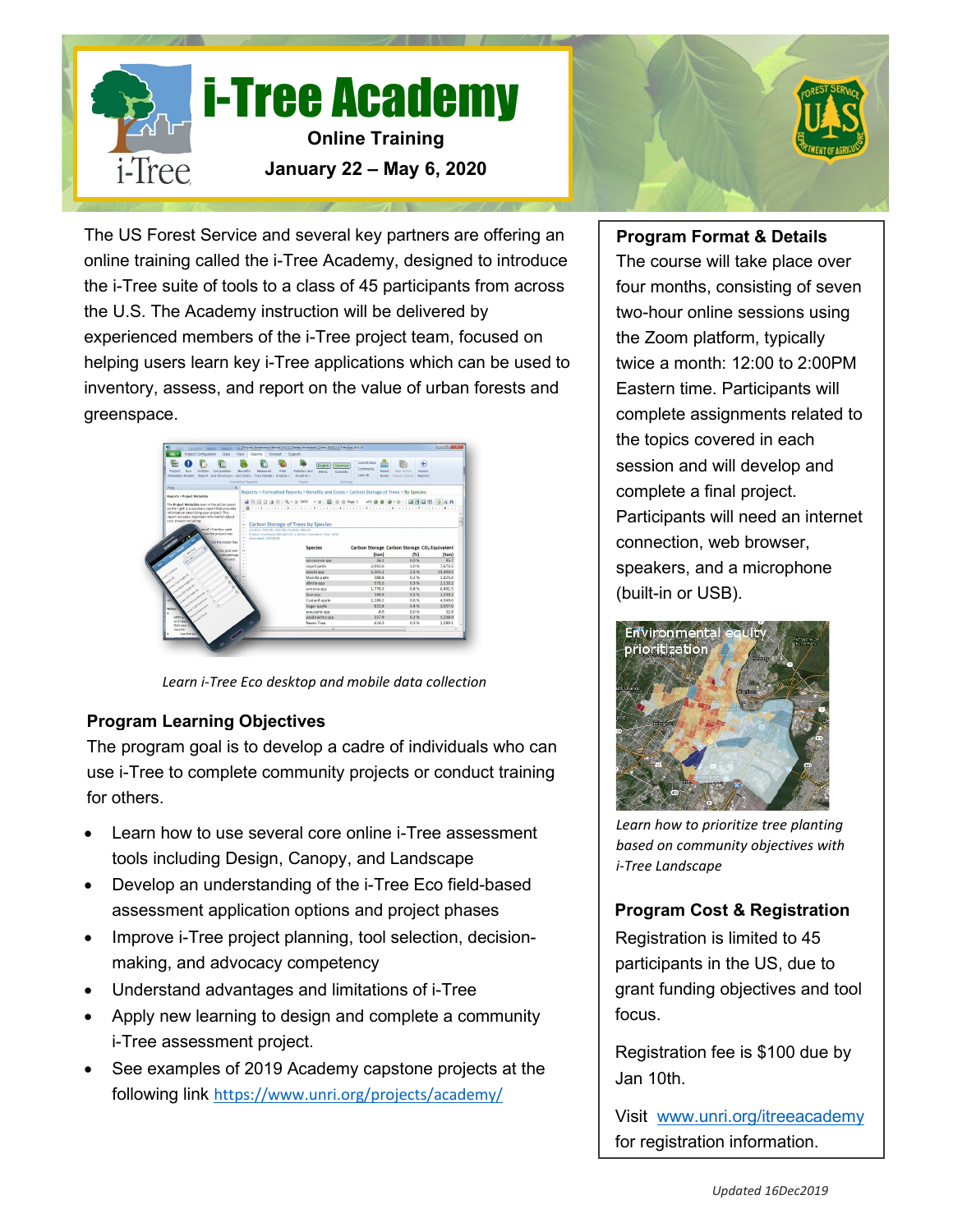# i-Tree Academy

**Online Training**

**January 22 – May 6, 2020**

The US Forest Service and several key partners are offering an online training called the i-Tree Academy, designed to introduce the i-Tree suite of tools to a class of 45 participants from across the U.S. The Academy instruction will be delivered by experienced members of the i-Tree project team, focused on helping users learn key i-Tree applications which can be used to inventory, assess, and report on the value of urban forests and greenspace.

*Learn i-Tree Eco desktop and mobile data collection*

### Program Learning Objectives

The program goal is to develop a cadre of individuals who can use i-Tree to complete community projects or conduct training for others.

- Learn how to use several core online i-Tree assessment tools including Design, Canopy, and Landscape
- Develop an understanding of the i-Tree Eco field-based assessment application options and project phases
- Improve i-Tree project planning, tool selection, decision-making, and advocacy competency
- Understand advantages and limitations of i-Tree
- Apply new learning to design and complete a community i-Tree assessment project.
- See examples of 2019 Academy capstone projects at the following link https://www.unri.org/projects/academy/

### Program Format & Details

The course will take place over four months, consisting of seven two-hour online sessions using the Zoom platform, typically twice a month: 12:00 to 2:00PM Eastern time. Participants will complete assignments related to the topics covered in each session and will develop and complete a final project. Participants will need an internet connection, web browser, speakers, and a microphone (built-in or USB).

*Learn how to prioritize tree planting based on community objectives with i-Tree Landscape*

### Program Cost & Registration

Registration is limited to 45 participants in the US, due to grant funding objectives and tool focus.

Registration fee is $100 due by Jan 10th.

Visit www.unri.org/itreeacademy for registration information.

*Updated 16Dec2019*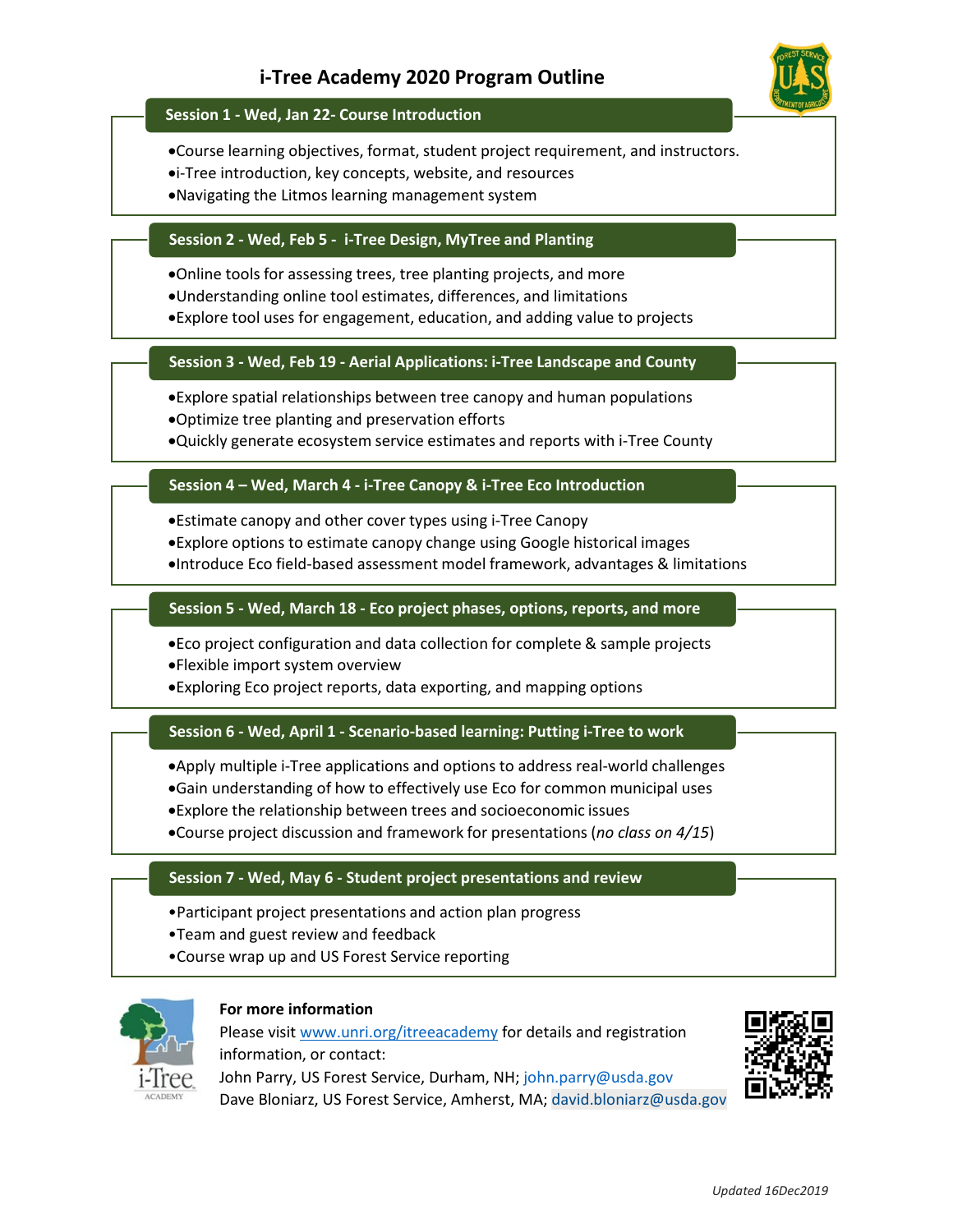# i-Tree Academy 2020 Program Outline

## Session 1 - Wed, Jan 22- Course Introduction

- Course learning objectives, format, student project requirement, and instructors.
- i-Tree introduction, key concepts, website, and resources
- Navigating the Litmos learning management system

## Session 2 - Wed, Feb 5 - i-Tree Design, MyTree and Planting

- Online tools for assessing trees, tree planting projects, and more
- Understanding online tool estimates, differences, and limitations
- Explore tool uses for engagement, education, and adding value to projects

## Session 3 - Wed, Feb 19 - Aerial Applications: i-Tree Landscape and County

- Explore spatial relationships between tree canopy and human populations
- Optimize tree planting and preservation efforts
- Quickly generate ecosystem service estimates and reports with i-Tree County

## Session 4 – Wed, March 4 - i-Tree Canopy & i-Tree Eco Introduction

- Estimate canopy and other cover types using i-Tree Canopy
- Explore options to estimate canopy change using Google historical images
- Introduce Eco field-based assessment model framework, advantages & limitations

## Session 5 - Wed, March 18 - Eco project phases, options, reports, and more

- Eco project configuration and data collection for complete & sample projects
- Flexible import system overview
- Exploring Eco project reports, data exporting, and mapping options

## Session 6 - Wed, April 1 - Scenario-based learning: Putting i-Tree to work

- Apply multiple i-Tree applications and options to address real-world challenges
- Gain understanding of how to effectively use Eco for common municipal uses
- Explore the relationship between trees and socioeconomic issues
- Course project discussion and framework for presentations (*no class on 4/15*)

## Session 7 - Wed, May 6 - Student project presentations and review

- Participant project presentations and action plan progress
- Team and guest review and feedback
- Course wrap up and US Forest Service reporting

**For more information**

Please visit www.unri.org/itreeacademy for details and registration information, or contact:

John Parry, US Forest Service, Durham, NH; john.parry@usda.gov

Dave Bloniarz, US Forest Service, Amherst, MA; david.bloniarz@usda.gov

*Updated 16Dec2019*